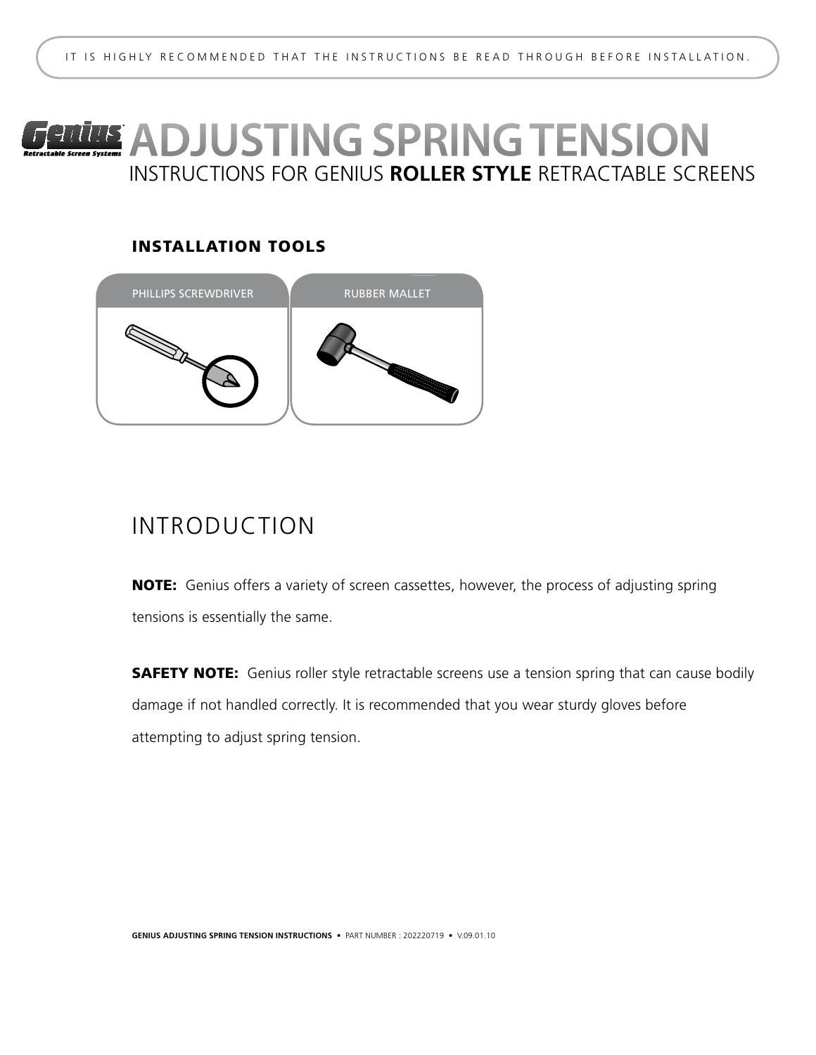IT IS HIGHLY RECOMMENDED THAT THE INSTRUCTIONS BE READ THROUGH BEFORE INSTALLATION.

# ADJUSTING SPRING TENSION

INSTRUCTIONS FOR GENIUS **ROLLER STYLE** RETRACTABLE SCREENS

### INSTALLATION TOOLS

PHILLIPS SCREWDRIVER

RUBBER MALLET

## INTRODUCTION

**NOTE:** Genius offers a variety of screen cassettes, however, the process of adjusting spring tensions is essentially the same.

**SAFETY NOTE:** Genius roller style retractable screens use a tension spring that can cause bodily damage if not handled correctly. It is recommended that you wear sturdy gloves before attempting to adjust spring tension.

**GENIUS ADJUSTING SPRING TENSION INSTRUCTIONS** • PART NUMBER : 202220719 • V.09.01.10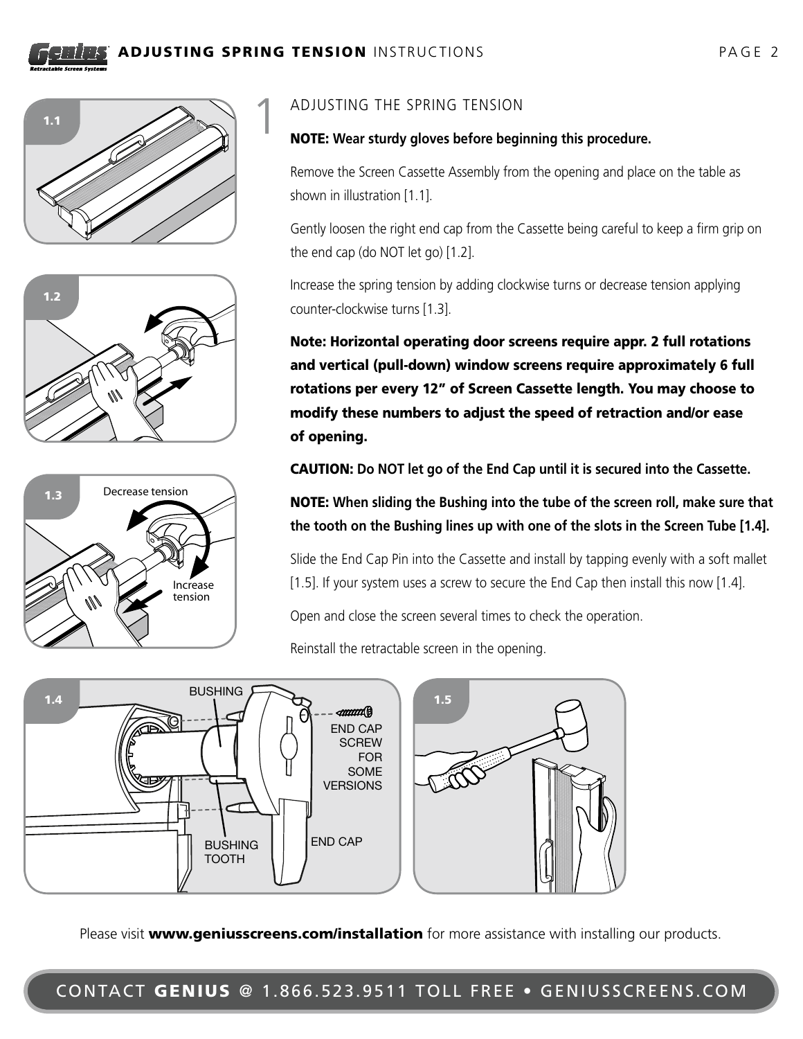## 1 ADJUSTING THE SPRING TENSION

**NOTE: Wear sturdy gloves before beginning this procedure.**

Remove the Screen Cassette Assembly from the opening and place on the table as shown in illustration [1.1].

Gently loosen the right end cap from the Cassette being careful to keep a firm grip on the end cap (do NOT let go) [1.2].

Increase the spring tension by adding clockwise turns or decrease tension applying counter-clockwise turns [1.3].

**Note: Horizontal operating door screens require appr. 2 full rotations and vertical (pull-down) window screens require approximately 6 full rotations per every 12" of Screen Cassette length. You may choose to modify these numbers to adjust the speed of retraction and/or ease of opening.**

**CAUTION: Do NOT let go of the End Cap until it is secured into the Cassette.**

**NOTE: When sliding the Bushing into the tube of the screen roll, make sure that the tooth on the Bushing lines up with one of the slots in the Screen Tube [1.4].**

Slide the End Cap Pin into the Cassette and install by tapping evenly with a soft mallet [1.5]. If your system uses a screw to secure the End Cap then install this now [1.4].

Open and close the screen several times to check the operation.

Reinstall the retractable screen in the opening.

1.1

1.2

1.3
Decrease tension
Increase tension

1.4
BUSHING
END CAP SCREW FOR SOME VERSIONS
BUSHING TOOTH
END CAP

1.5

Please visit **www.geniusscreens.com/installation** for more assistance with installing our products.

CONTACT **GENIUS** @ 1.866.523.9511 TOLL FREE • GENIUSSCREENS.COM